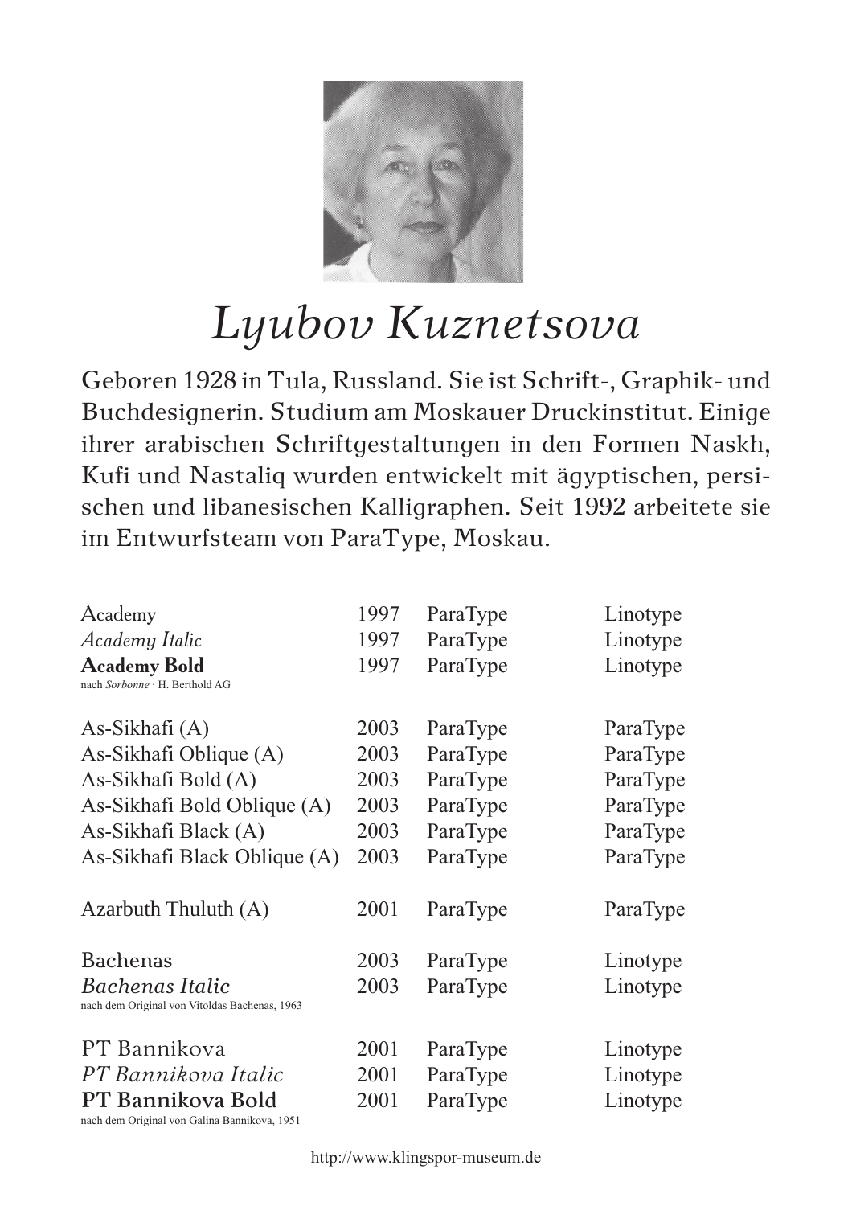# *Lyubov Kuznetsova*

Geboren 1928 in Tula, Russland. Sie ist Schrift-, Graphik- und Buchdesignerin. Studium am Moskauer Druckinstitut. Einige ihrer arabischen Schriftgestaltungen in den Formen Naskh, Kufi und Nastaliq wurden entwickelt mit ägyptischen, persischen und libanesischen Kalligraphen. Seit 1992 arbeitete sie im Entwurfsteam von ParaType, Moskau.

| | | | |
|---|---|---|---|
| Academy | 1997 | ParaType | Linotype |
| *Academy Italic* | 1997 | ParaType | Linotype |
| **Academy Bold** | 1997 | ParaType | Linotype |
| nach *Sorbonne* · H. Berthold AG | | | |
| As-Sikhafi (A) | 2003 | ParaType | ParaType |
| As-Sikhafi Oblique (A) | 2003 | ParaType | ParaType |
| As-Sikhafi Bold (A) | 2003 | ParaType | ParaType |
| As-Sikhafi Bold Oblique (A) | 2003 | ParaType | ParaType |
| As-Sikhafi Black (A) | 2003 | ParaType | ParaType |
| As-Sikhafi Black Oblique (A) | 2003 | ParaType | ParaType |
| Azarbuth Thuluth (A) | 2001 | ParaType | ParaType |
| Bachenas | 2003 | ParaType | Linotype |
| *Bachenas Italic* | 2003 | ParaType | Linotype |
| nach dem Original von Vitoldas Bachenas, 1963 | | | |
| PT Bannikova | 2001 | ParaType | Linotype |
| *PT Bannikova Italic* | 2001 | ParaType | Linotype |
| **PT Bannikova Bold** | 2001 | ParaType | Linotype |
| nach dem Original von Galina Bannikova, 1951 | | | |

http://www.klingspor-museum.de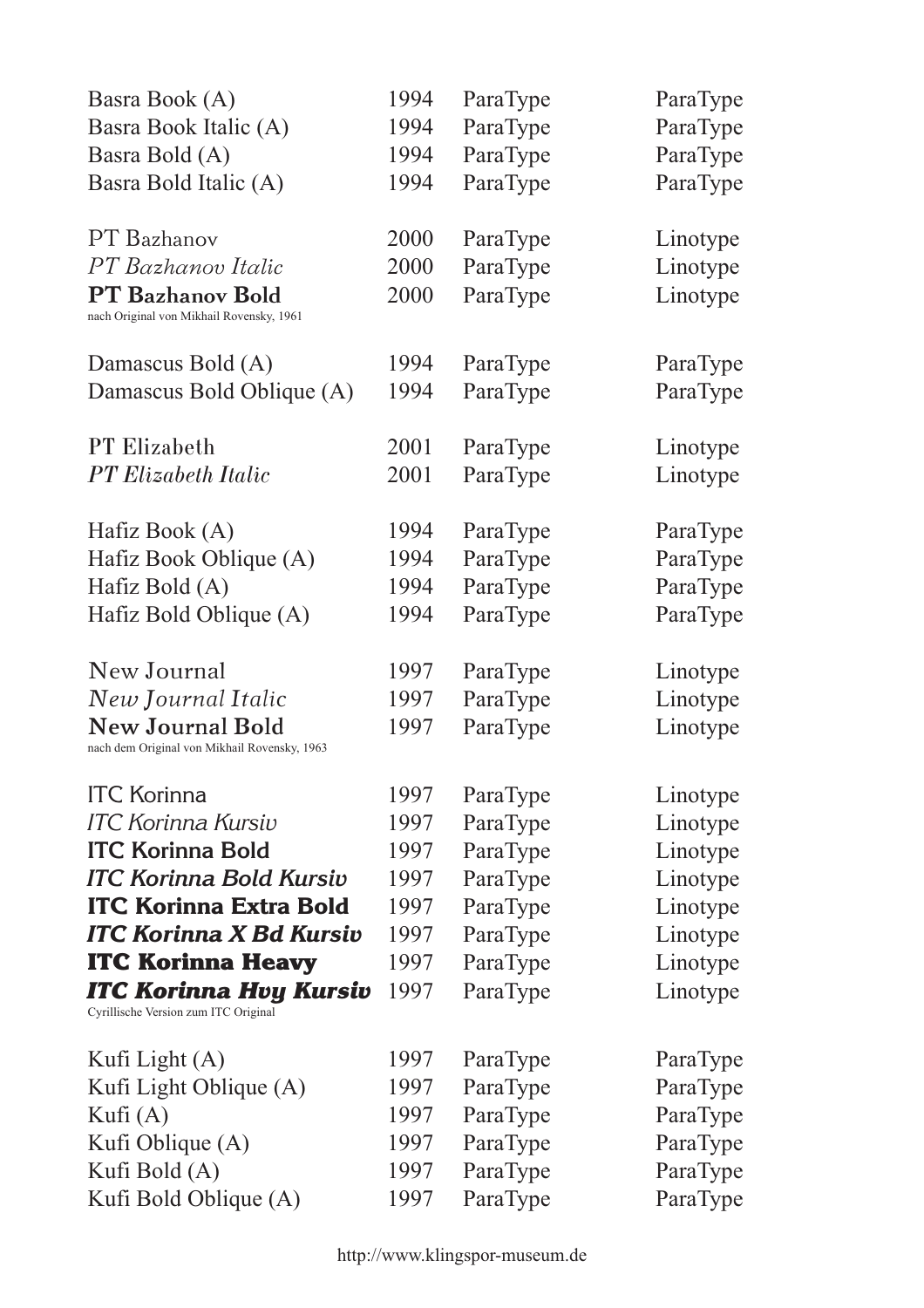| | | | |
|---|---|---|---|
| Basra Book (A) | 1994 | ParaType | ParaType |
| Basra Book Italic (A) | 1994 | ParaType | ParaType |
| Basra Bold (A) | 1994 | ParaType | ParaType |
| Basra Bold Italic (A) | 1994 | ParaType | ParaType |
| | | | |
| PT Bazhanov | 2000 | ParaType | Linotype |
| *PT Bazhanov Italic* | 2000 | ParaType | Linotype |
| **PT Bazhanov Bold** | 2000 | ParaType | Linotype |
| nach Original von Mikhail Rovensky, 1961 | | | |
| | | | |
| Damascus Bold (A) | 1994 | ParaType | ParaType |
| Damascus Bold Oblique (A) | 1994 | ParaType | ParaType |
| | | | |
| PT Elizabeth | 2001 | ParaType | Linotype |
| *PT Elizabeth Italic* | 2001 | ParaType | Linotype |
| | | | |
| Hafiz Book (A) | 1994 | ParaType | ParaType |
| Hafiz Book Oblique (A) | 1994 | ParaType | ParaType |
| Hafiz Bold (A) | 1994 | ParaType | ParaType |
| Hafiz Bold Oblique (A) | 1994 | ParaType | ParaType |
| | | | |
| New Journal | 1997 | ParaType | Linotype |
| *New Journal Italic* | 1997 | ParaType | Linotype |
| **New Journal Bold** | 1997 | ParaType | Linotype |
| nach dem Original von Mikhail Rovensky, 1963 | | | |
| | | | |
| ITC Korinna | 1997 | ParaType | Linotype |
| *ITC Korinna Kursiv* | 1997 | ParaType | Linotype |
| **ITC Korinna Bold** | 1997 | ParaType | Linotype |
| ***ITC Korinna Bold Kursiv*** | 1997 | ParaType | Linotype |
| **ITC Korinna Extra Bold** | 1997 | ParaType | Linotype |
| ***ITC Korinna X Bd Kursiv*** | 1997 | ParaType | Linotype |
| **ITC Korinna Heavy** | 1997 | ParaType | Linotype |
| ***ITC Korinna Hvy Kursiv*** | 1997 | ParaType | Linotype |
| Cyrillische Version zum ITC Original | | | |
| | | | |
| Kufi Light (A) | 1997 | ParaType | ParaType |
| Kufi Light Oblique (A) | 1997 | ParaType | ParaType |
| Kufi (A) | 1997 | ParaType | ParaType |
| Kufi Oblique (A) | 1997 | ParaType | ParaType |
| Kufi Bold (A) | 1997 | ParaType | ParaType |
| Kufi Bold Oblique (A) | 1997 | ParaType | ParaType |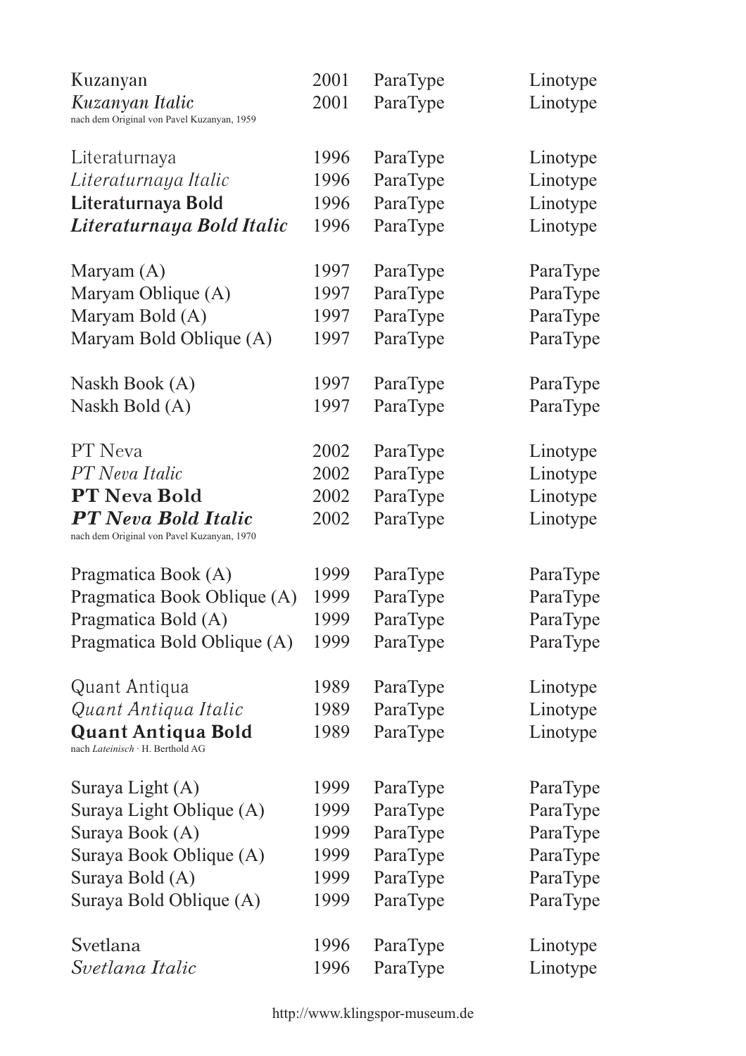| | | | |
|---|---|---|---|
| Kuzanyan | 2001 | ParaType | Linotype |
| *Kuzanyan Italic* | 2001 | ParaType | Linotype |
| nach dem Original von Pavel Kuzanyan, 1959 | | | |
| Literaturnaya | 1996 | ParaType | Linotype |
| *Literaturnaya Italic* | 1996 | ParaType | Linotype |
| **Literaturnaya Bold** | 1996 | ParaType | Linotype |
| ***Literaturnaya Bold Italic*** | 1996 | ParaType | Linotype |
| Maryam (A) | 1997 | ParaType | ParaType |
| Maryam Oblique (A) | 1997 | ParaType | ParaType |
| Maryam Bold (A) | 1997 | ParaType | ParaType |
| Maryam Bold Oblique (A) | 1997 | ParaType | ParaType |
| Naskh Book (A) | 1997 | ParaType | ParaType |
| Naskh Bold (A) | 1997 | ParaType | ParaType |
| PT Neva | 2002 | ParaType | Linotype |
| *PT Neva Italic* | 2002 | ParaType | Linotype |
| **PT Neva Bold** | 2002 | ParaType | Linotype |
| ***PT Neva Bold Italic*** | 2002 | ParaType | Linotype |
| nach dem Original von Pavel Kuzanyan, 1970 | | | |
| Pragmatica Book (A) | 1999 | ParaType | ParaType |
| Pragmatica Book Oblique (A) | 1999 | ParaType | ParaType |
| Pragmatica Bold (A) | 1999 | ParaType | ParaType |
| Pragmatica Bold Oblique (A) | 1999 | ParaType | ParaType |
| Quant Antiqua | 1989 | ParaType | Linotype |
| *Quant Antiqua Italic* | 1989 | ParaType | Linotype |
| **Quant Antiqua Bold** | 1989 | ParaType | Linotype |
| nach *Lateinisch* · H. Berthold AG | | | |
| Suraya Light (A) | 1999 | ParaType | ParaType |
| Suraya Light Oblique (A) | 1999 | ParaType | ParaType |
| Suraya Book (A) | 1999 | ParaType | ParaType |
| Suraya Book Oblique (A) | 1999 | ParaType | ParaType |
| Suraya Bold (A) | 1999 | ParaType | ParaType |
| Suraya Bold Oblique (A) | 1999 | ParaType | ParaType |
| Svetlana | 1996 | ParaType | Linotype |
| *Svetlana Italic* | 1996 | ParaType | Linotype |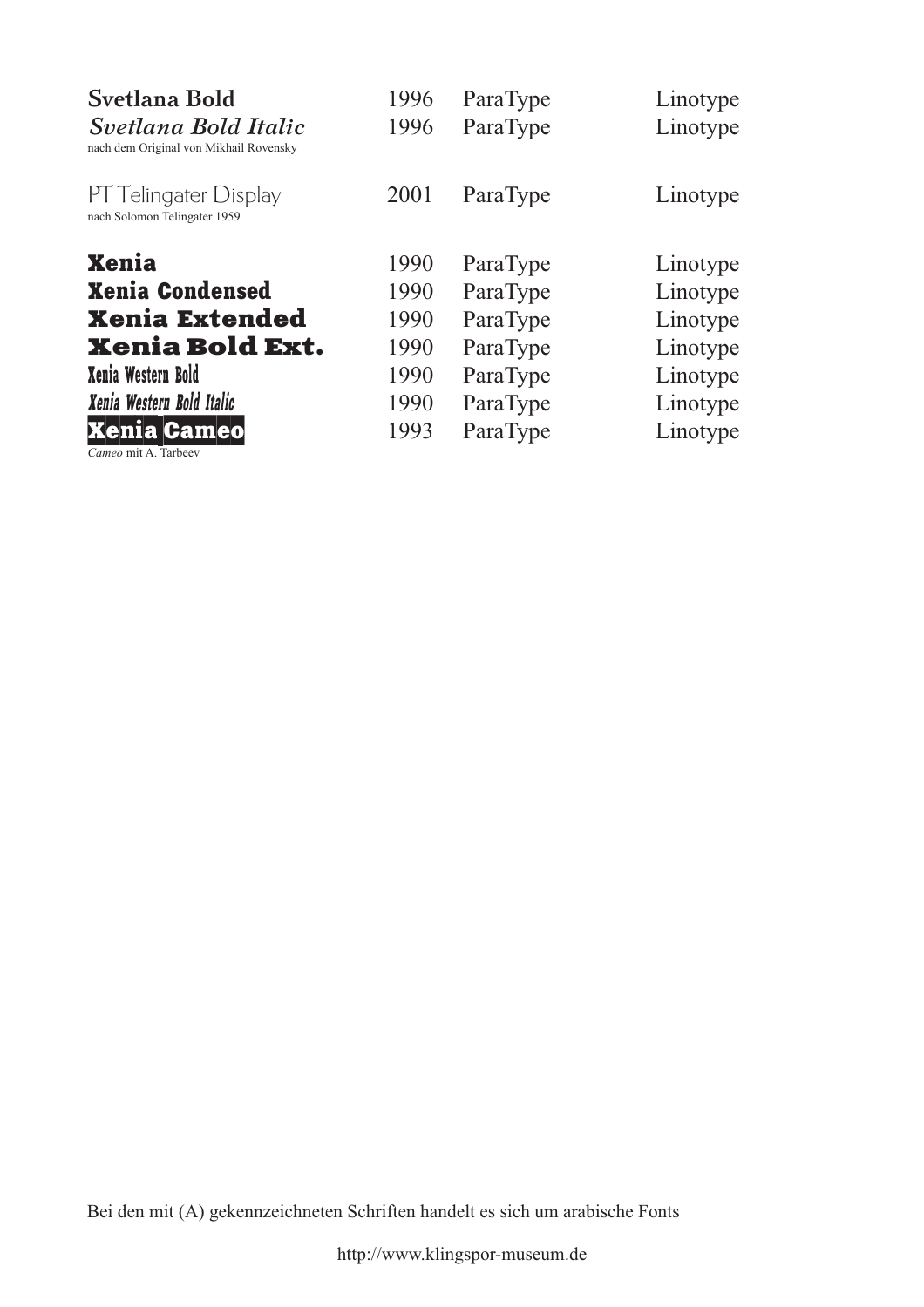| | | | |
|---|---|---|---|
| **Svetlana Bold** | 1996 | ParaType | Linotype |
| ***Svetlana Bold Italic*** nach dem Original von Mikhail Rovensky | 1996 | ParaType | Linotype |
| PT Telingater Display nach Solomon Telingater 1959 | 2001 | ParaType | Linotype |
| **Xenia** | 1990 | ParaType | Linotype |
| **Xenia Condensed** | 1990 | ParaType | Linotype |
| **Xenia Extended** | 1990 | ParaType | Linotype |
| **Xenia Bold Ext.** | 1990 | ParaType | Linotype |
| **Xenia Western Bold** | 1990 | ParaType | Linotype |
| ***Xenia Western Bold Italic*** | 1990 | ParaType | Linotype |
| **Xenia Cameo** *Cameo* mit A. Tarbeev | 1993 | ParaType | Linotype |

Bei den mit (A) gekennzeichneten Schriften handelt es sich um arabische Fonts

http://www.klingspor-museum.de